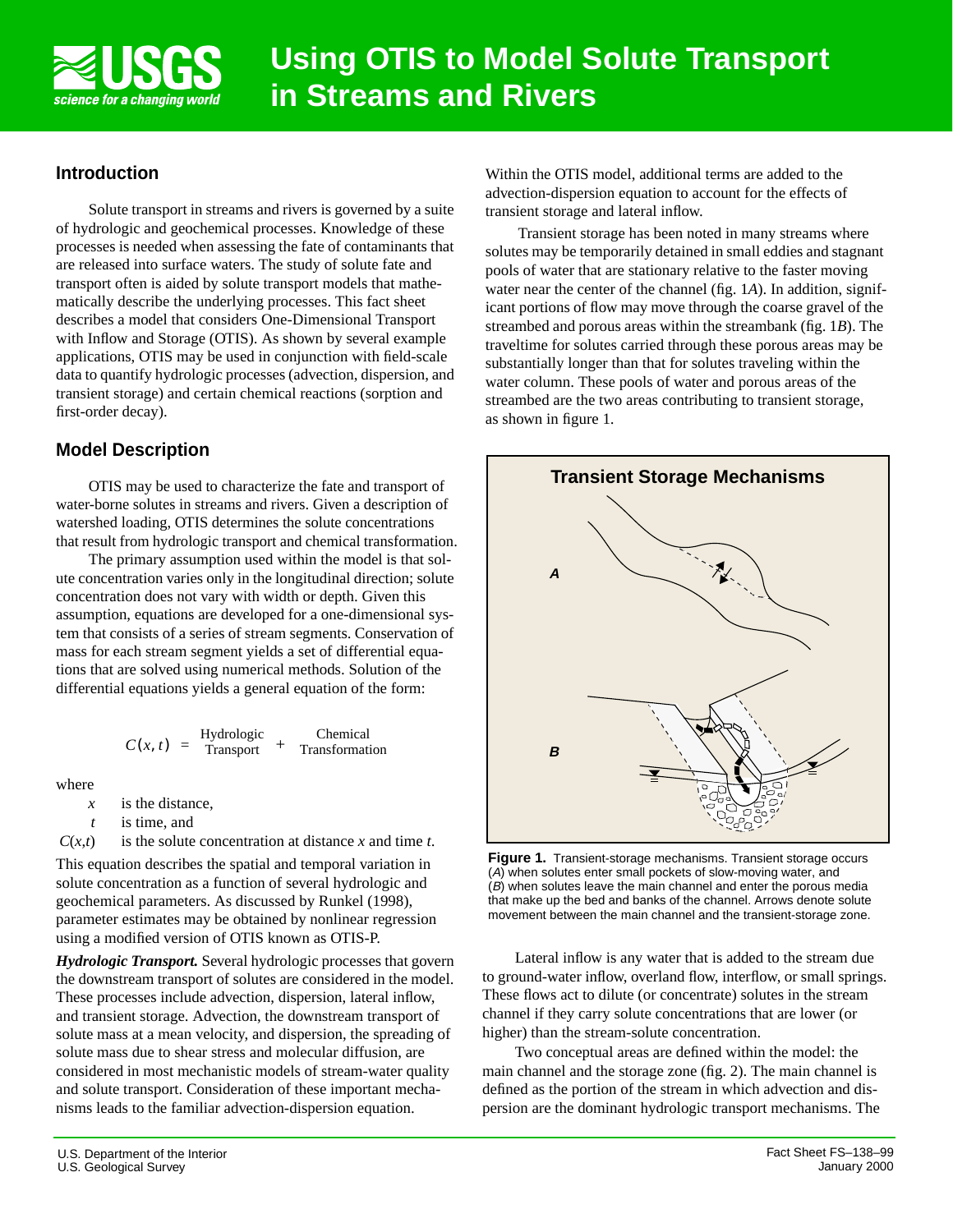# Using OTIS to Model Solute Transport in Streams and Rivers

## Introduction

Solute transport in streams and rivers is governed by a suite of hydrologic and geochemical processes. Knowledge of these processes is needed when assessing the fate of contaminants that are released into surface waters. The study of solute fate and transport often is aided by solute transport models that mathematically describe the underlying processes. This fact sheet describes a model that considers One-Dimensional Transport with Inflow and Storage (OTIS). As shown by several example applications, OTIS may be used in conjunction with field-scale data to quantify hydrologic processes (advection, dispersion, and transient storage) and certain chemical reactions (sorption and first-order decay).

## Model Description

OTIS may be used to characterize the fate and transport of water-borne solutes in streams and rivers. Given a description of watershed loading, OTIS determines the solute concentrations that result from hydrologic transport and chemical transformation.

The primary assumption used within the model is that solute concentration varies only in the longitudinal direction; solute concentration does not vary with width or depth. Given this assumption, equations are developed for a one-dimensional system that consists of a series of stream segments. Conservation of mass for each stream segment yields a set of differential equations that are solved using numerical methods. Solution of the differential equations yields a general equation of the form:

$$C(x,t) = \text{Hydrologic Transport} + \text{Chemical Transformation}$$

where

- $x$ is the distance,
- $t$ is time, and
- $C(x,t)$ is the solute concentration at distance $x$ and time $t$.

This equation describes the spatial and temporal variation in solute concentration as a function of several hydrologic and geochemical parameters. As discussed by Runkel (1998), parameter estimates may be obtained by nonlinear regression using a modified version of OTIS known as OTIS-P.

***Hydrologic Transport.*** Several hydrologic processes that govern the downstream transport of solutes are considered in the model. These processes include advection, dispersion, lateral inflow, and transient storage. Advection, the downstream transport of solute mass at a mean velocity, and dispersion, the spreading of solute mass due to shear stress and molecular diffusion, are considered in most mechanistic models of stream-water quality and solute transport. Consideration of these important mechanisms leads to the familiar advection-dispersion equation. Within the OTIS model, additional terms are added to the advection-dispersion equation to account for the effects of transient storage and lateral inflow.

Transient storage has been noted in many streams where solutes may be temporarily detained in small eddies and stagnant pools of water that are stationary relative to the faster moving water near the center of the channel (fig. 1*A*). In addition, significant portions of flow may move through the coarse gravel of the streambed and porous areas within the streambank (fig. 1*B*). The traveltime for solutes carried through these porous areas may be substantially longer than that for solutes traveling within the water column. These pools of water and porous areas of the streambed are the two areas contributing to transient storage, as shown in figure 1.

**Figure 1.** Transient-storage mechanisms. Transient storage occurs (*A*) when solutes enter small pockets of slow-moving water, and (*B*) when solutes leave the main channel and enter the porous media that make up the bed and banks of the channel. Arrows denote solute movement between the main channel and the transient-storage zone.

Lateral inflow is any water that is added to the stream due to ground-water inflow, overland flow, interflow, or small springs. These flows act to dilute (or concentrate) solutes in the stream channel if they carry solute concentrations that are lower (or higher) than the stream-solute concentration.

Two conceptual areas are defined within the model: the main channel and the storage zone (fig. 2). The main channel is defined as the portion of the stream in which advection and dispersion are the dominant hydrologic transport mechanisms. The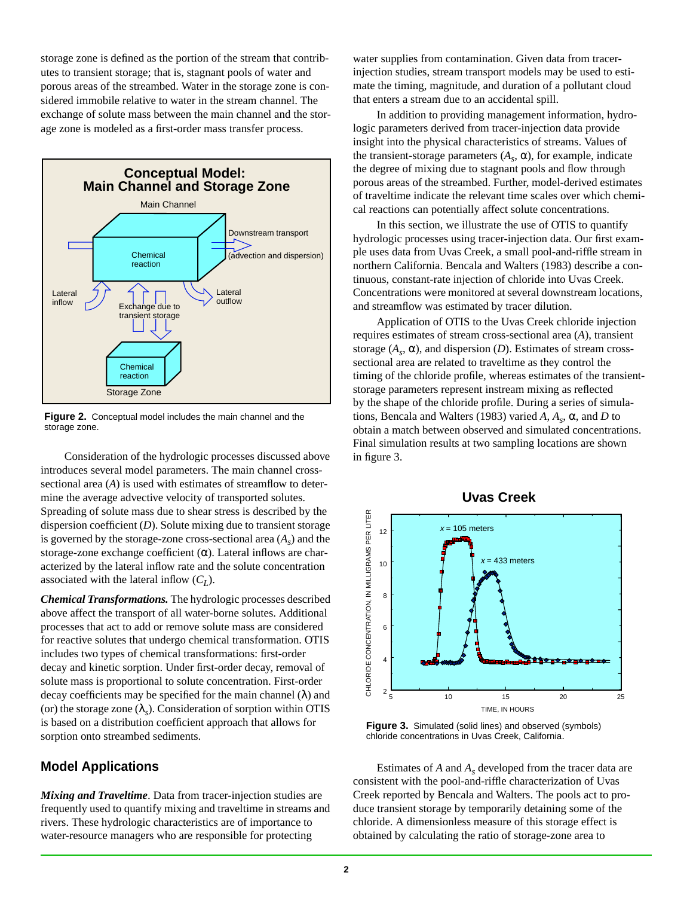storage zone is defined as the portion of the stream that contributes to transient storage; that is, stagnant pools of water and porous areas of the streambed. Water in the storage zone is considered immobile relative to water in the stream channel. The exchange of solute mass between the main channel and the storage zone is modeled as a first-order mass transfer process.

**Figure 2.** Conceptual model includes the main channel and the storage zone.

Consideration of the hydrologic processes discussed above introduces several model parameters. The main channel cross-sectional area ($A$) is used with estimates of streamflow to determine the average advective velocity of transported solutes. Spreading of solute mass due to shear stress is described by the dispersion coefficient ($D$). Solute mixing due to transient storage is governed by the storage-zone cross-sectional area ($A_s$) and the storage-zone exchange coefficient ($\alpha$). Lateral inflows are characterized by the lateral inflow rate and the solute concentration associated with the lateral inflow ($C_L$).

***Chemical Transformations.*** The hydrologic processes described above affect the transport of all water-borne solutes. Additional processes that act to add or remove solute mass are considered for reactive solutes that undergo chemical transformation. OTIS includes two types of chemical transformations: first-order decay and kinetic sorption. Under first-order decay, removal of solute mass is proportional to solute concentration. First-order decay coefficients may be specified for the main channel ($\lambda$) and (or) the storage zone ($\lambda_s$). Consideration of sorption within OTIS is based on a distribution coefficient approach that allows for sorption onto streambed sediments.

## Model Applications

***Mixing and Traveltime***. Data from tracer-injection studies are frequently used to quantify mixing and traveltime in streams and rivers. These hydrologic characteristics are of importance to water-resource managers who are responsible for protecting water supplies from contamination. Given data from tracer-injection studies, stream transport models may be used to estimate the timing, magnitude, and duration of a pollutant cloud that enters a stream due to an accidental spill.

In addition to providing management information, hydrologic parameters derived from tracer-injection data provide insight into the physical characteristics of streams. Values of the transient-storage parameters ($A_s$, $\alpha$), for example, indicate the degree of mixing due to stagnant pools and flow through porous areas of the streambed. Further, model-derived estimates of traveltime indicate the relevant time scales over which chemical reactions can potentially affect solute concentrations.

In this section, we illustrate the use of OTIS to quantify hydrologic processes using tracer-injection data. Our first example uses data from Uvas Creek, a small pool-and-riffle stream in northern California. Bencala and Walters (1983) describe a continuous, constant-rate injection of chloride into Uvas Creek. Concentrations were monitored at several downstream locations, and streamflow was estimated by tracer dilution.

Application of OTIS to the Uvas Creek chloride injection requires estimates of stream cross-sectional area ($A$), transient storage ($A_s$, $\alpha$), and dispersion ($D$). Estimates of stream cross-sectional area are related to traveltime as they control the timing of the chloride profile, whereas estimates of the transient-storage parameters represent instream mixing as reflected by the shape of the chloride profile. During a series of simulations, Bencala and Walters (1983) varied $A$, $A_s$, $\alpha$, and $D$ to obtain a match between observed and simulated concentrations. Final simulation results at two sampling locations are shown in figure 3.

**Figure 3.** Simulated (solid lines) and observed (symbols) chloride concentrations in Uvas Creek, California.

Estimates of $A$ and $A_s$ developed from the tracer data are consistent with the pool-and-riffle characterization of Uvas Creek reported by Bencala and Walters. The pools act to produce transient storage by temporarily detaining some of the chloride. A dimensionless measure of this storage effect is obtained by calculating the ratio of storage-zone area to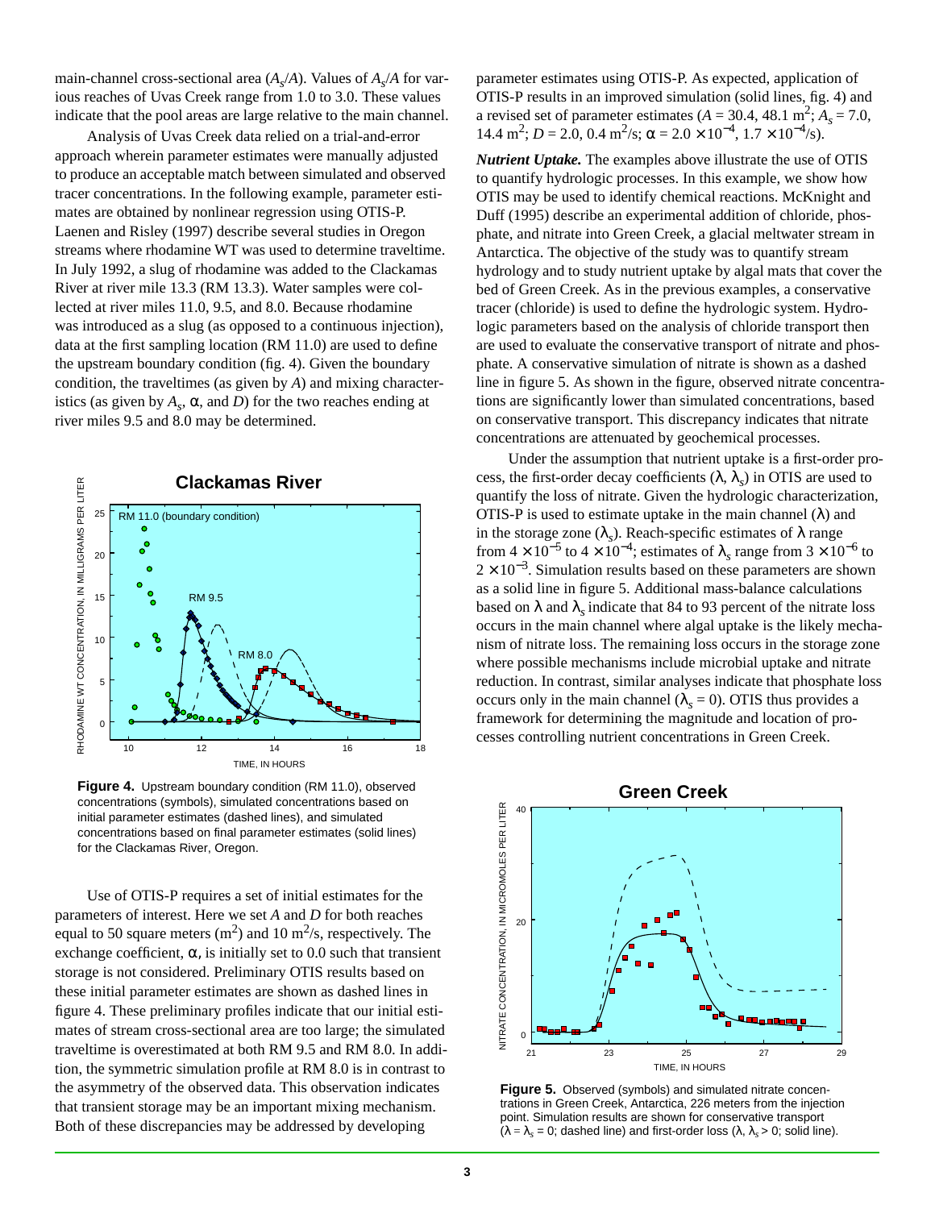main-channel cross-sectional area ($A_s/A$). Values of $A_s/A$ for various reaches of Uvas Creek range from 1.0 to 3.0. These values indicate that the pool areas are large relative to the main channel.

Analysis of Uvas Creek data relied on a trial-and-error approach wherein parameter estimates were manually adjusted to produce an acceptable match between simulated and observed tracer concentrations. In the following example, parameter estimates are obtained by nonlinear regression using OTIS-P. Laenen and Risley (1997) describe several studies in Oregon streams where rhodamine WT was used to determine traveltime. In July 1992, a slug of rhodamine was added to the Clackamas River at river mile 13.3 (RM 13.3). Water samples were collected at river miles 11.0, 9.5, and 8.0. Because rhodamine was introduced as a slug (as opposed to a continuous injection), data at the first sampling location (RM 11.0) are used to define the upstream boundary condition (fig. 4). Given the boundary condition, the traveltimes (as given by $A$) and mixing characteristics (as given by $A_s$, $\alpha$, and $D$) for the two reaches ending at river miles 9.5 and 8.0 may be determined.

**Figure 4.** Upstream boundary condition (RM 11.0), observed concentrations (symbols), simulated concentrations based on initial parameter estimates (dashed lines), and simulated concentrations based on final parameter estimates (solid lines) for the Clackamas River, Oregon.

Use of OTIS-P requires a set of initial estimates for the parameters of interest. Here we set $A$ and $D$ for both reaches equal to 50 square meters ($m^2$) and 10 $m^2$/s, respectively. The exchange coefficient, $\alpha$, is initially set to 0.0 such that transient storage is not considered. Preliminary OTIS results based on these initial parameter estimates are shown as dashed lines in figure 4. These preliminary profiles indicate that our initial estimates of stream cross-sectional area are too large; the simulated traveltime is overestimated at both RM 9.5 and RM 8.0. In addition, the symmetric simulation profile at RM 8.0 is in contrast to the asymmetry of the observed data. This observation indicates that transient storage may be an important mixing mechanism. Both of these discrepancies may be addressed by developing parameter estimates using OTIS-P. As expected, application of OTIS-P results in an improved simulation (solid lines, fig. 4) and a revised set of parameter estimates ($A$ = 30.4, 48.1 $m^2$; $A_s$ = 7.0, 14.4 $m^2$; $D$ = 2.0, 0.4 $m^2$/s; $\alpha = 2.0 \times 10^{-4}$, $1.7 \times 10^{-4}$/s).

***Nutrient Uptake.*** The examples above illustrate the use of OTIS to quantify hydrologic processes. In this example, we show how OTIS may be used to identify chemical reactions. McKnight and Duff (1995) describe an experimental addition of chloride, phosphate, and nitrate into Green Creek, a glacial meltwater stream in Antarctica. The objective of the study was to quantify stream hydrology and to study nutrient uptake by algal mats that cover the bed of Green Creek. As in the previous examples, a conservative tracer (chloride) is used to define the hydrologic system. Hydrologic parameters based on the analysis of chloride transport then are used to evaluate the conservative transport of nitrate and phosphate. A conservative simulation of nitrate is shown as a dashed line in figure 5. As shown in the figure, observed nitrate concentrations are significantly lower than simulated concentrations, based on conservative transport. This discrepancy indicates that nitrate concentrations are attenuated by geochemical processes.

Under the assumption that nutrient uptake is a first-order process, the first-order decay coefficients ($\lambda$, $\lambda_s$) in OTIS are used to quantify the loss of nitrate. Given the hydrologic characterization, OTIS-P is used to estimate uptake in the main channel ($\lambda$) and in the storage zone ($\lambda_s$). Reach-specific estimates of $\lambda$ range from $4 \times 10^{-5}$ to $4 \times 10^{-4}$; estimates of $\lambda_s$ range from $3 \times 10^{-6}$ to $2 \times 10^{-3}$. Simulation results based on these parameters are shown as a solid line in figure 5. Additional mass-balance calculations based on $\lambda$ and $\lambda_s$ indicate that 84 to 93 percent of the nitrate loss occurs in the main channel where algal uptake is the likely mechanism of nitrate loss. The remaining loss occurs in the storage zone where possible mechanisms include microbial uptake and nitrate reduction. In contrast, similar analyses indicate that phosphate loss occurs only in the main channel ($\lambda_s = 0$). OTIS thus provides a framework for determining the magnitude and location of processes controlling nutrient concentrations in Green Creek.

**Figure 5.** Observed (symbols) and simulated nitrate concentrations in Green Creek, Antarctica, 226 meters from the injection point. Simulation results are shown for conservative transport ($\lambda = \lambda_s = 0$; dashed line) and first-order loss ($\lambda$, $\lambda_s > 0$; solid line).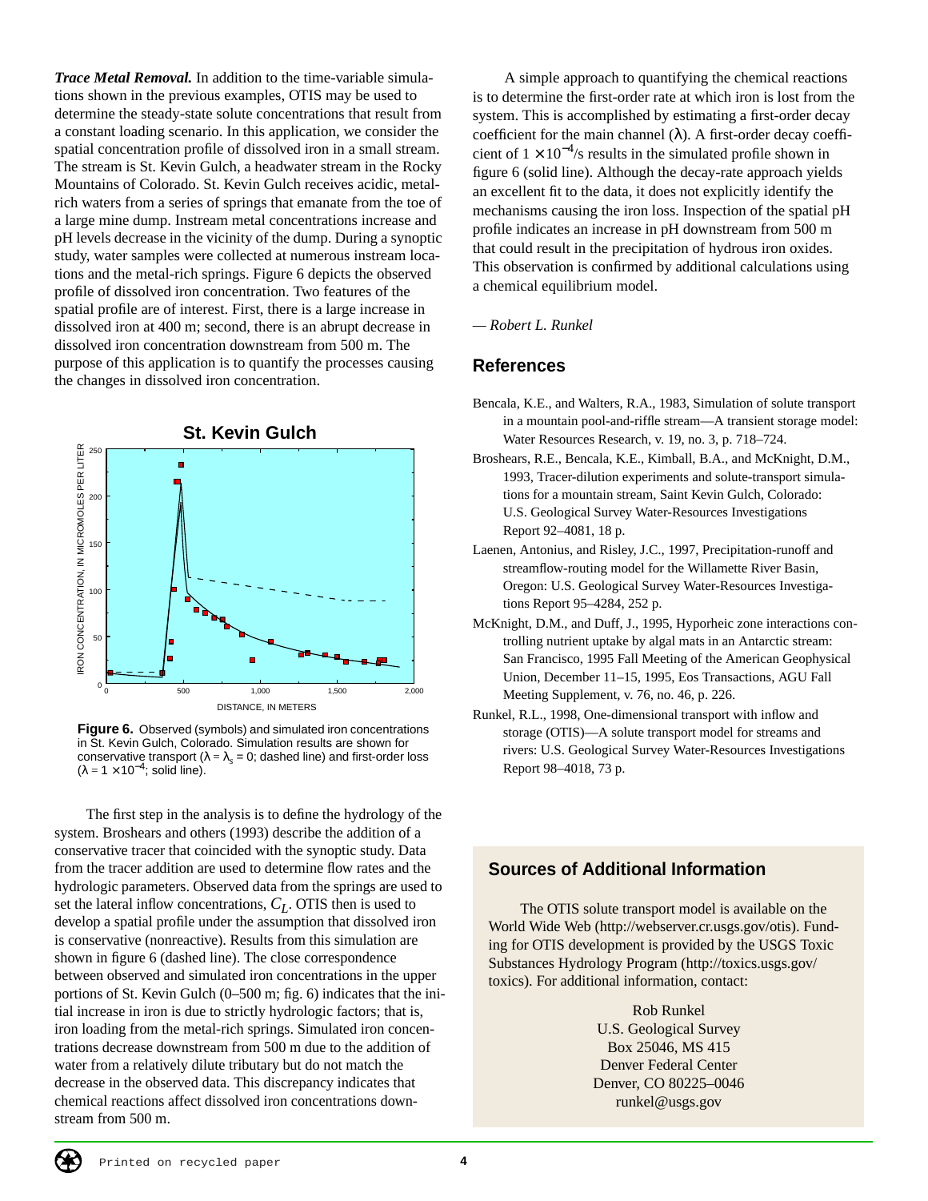***Trace Metal Removal.*** In addition to the time-variable simulations shown in the previous examples, OTIS may be used to determine the steady-state solute concentrations that result from a constant loading scenario. In this application, we consider the spatial concentration profile of dissolved iron in a small stream. The stream is St. Kevin Gulch, a headwater stream in the Rocky Mountains of Colorado. St. Kevin Gulch receives acidic, metal-rich waters from a series of springs that emanate from the toe of a large mine dump. Instream metal concentrations increase and pH levels decrease in the vicinity of the dump. During a synoptic study, water samples were collected at numerous instream locations and the metal-rich springs. Figure 6 depicts the observed profile of dissolved iron concentration. Two features of the spatial profile are of interest. First, there is a large increase in dissolved iron at 400 m; second, there is an abrupt decrease in dissolved iron concentration downstream from 500 m. The purpose of this application is to quantify the processes causing the changes in dissolved iron concentration.

St. Kevin Gulch

IRON CONCENTRATION, IN MICROMOLES PER LITER

0
50
100
150
200
250

0
500
1,000
1,500
2,000

DISTANCE, IN METERS

**Figure 6.** Observed (symbols) and simulated iron concentrations in St. Kevin Gulch, Colorado. Simulation results are shown for conservative transport ($\lambda = \lambda_s = 0$; dashed line) and first-order loss ($\lambda = 1 \times 10^{-4}$; solid line).

The first step in the analysis is to define the hydrology of the system. Broshears and others (1993) describe the addition of a conservative tracer that coincided with the synoptic study. Data from the tracer addition are used to determine flow rates and the hydrologic parameters. Observed data from the springs are used to set the lateral inflow concentrations, $C_L$. OTIS then is used to develop a spatial profile under the assumption that dissolved iron is conservative (nonreactive). Results from this simulation are shown in figure 6 (dashed line). The close correspondence between observed and simulated iron concentrations in the upper portions of St. Kevin Gulch (0–500 m; fig. 6) indicates that the initial increase in iron is due to strictly hydrologic factors; that is, iron loading from the metal-rich springs. Simulated iron concentrations decrease downstream from 500 m due to the addition of water from a relatively dilute tributary but do not match the decrease in the observed data. This discrepancy indicates that chemical reactions affect dissolved iron concentrations downstream from 500 m.

A simple approach to quantifying the chemical reactions is to determine the first-order rate at which iron is lost from the system. This is accomplished by estimating a first-order decay coefficient for the main channel ($\lambda$). A first-order decay coefficient of $1 \times 10^{-4}$/s results in the simulated profile shown in figure 6 (solid line). Although the decay-rate approach yields an excellent fit to the data, it does not explicitly identify the mechanisms causing the iron loss. Inspection of the spatial pH profile indicates an increase in pH downstream from 500 m that could result in the precipitation of hydrous iron oxides. This observation is confirmed by additional calculations using a chemical equilibrium model.

*— Robert L. Runkel*

## References

Bencala, K.E., and Walters, R.A., 1983, Simulation of solute transport in a mountain pool-and-riffle stream—A transient storage model: Water Resources Research, v. 19, no. 3, p. 718–724.

Broshears, R.E., Bencala, K.E., Kimball, B.A., and McKnight, D.M., 1993, Tracer-dilution experiments and solute-transport simulations for a mountain stream, Saint Kevin Gulch, Colorado: U.S. Geological Survey Water-Resources Investigations Report 92–4081, 18 p.

Laenen, Antonius, and Risley, J.C., 1997, Precipitation-runoff and streamflow-routing model for the Willamette River Basin, Oregon: U.S. Geological Survey Water-Resources Investigations Report 95–4284, 252 p.

McKnight, D.M., and Duff, J., 1995, Hyporheic zone interactions controlling nutrient uptake by algal mats in an Antarctic stream: San Francisco, 1995 Fall Meeting of the American Geophysical Union, December 11–15, 1995, Eos Transactions, AGU Fall Meeting Supplement, v. 76, no. 46, p. 226.

Runkel, R.L., 1998, One-dimensional transport with inflow and storage (OTIS)—A solute transport model for streams and rivers: U.S. Geological Survey Water-Resources Investigations Report 98–4018, 73 p.

## Sources of Additional Information

The OTIS solute transport model is available on the World Wide Web (http://webserver.cr.usgs.gov/otis). Funding for OTIS development is provided by the USGS Toxic Substances Hydrology Program (http://toxics.usgs.gov/toxics). For additional information, contact:

Rob Runkel
U.S. Geological Survey
Box 25046, MS 415
Denver Federal Center
Denver, CO 80225–0046
runkel@usgs.gov

Printed on recycled paper